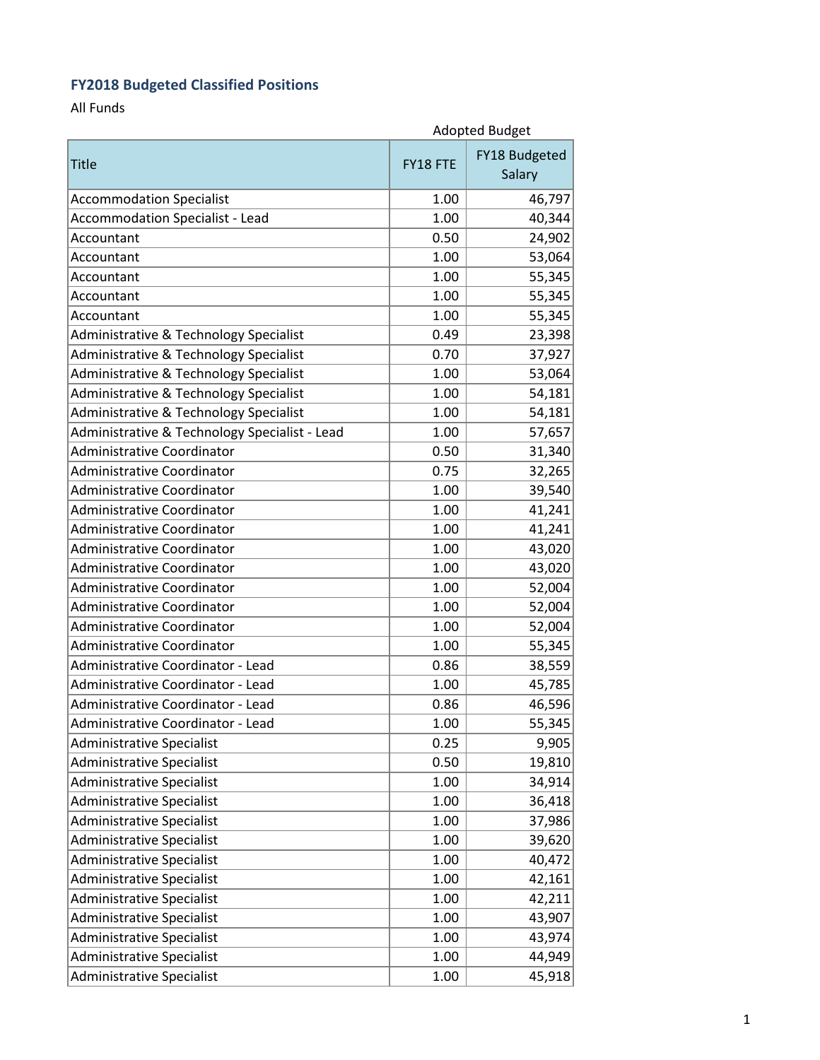## FY2018 Budgeted Classified Positions

All Funds

| Title | Adopted Budget | |
|---|---|---|
| | FY18 FTE | FY18 Budgeted Salary |
| Accommodation Specialist | 1.00 | 46,797 |
| Accommodation Specialist - Lead | 1.00 | 40,344 |
| Accountant | 0.50 | 24,902 |
| Accountant | 1.00 | 53,064 |
| Accountant | 1.00 | 55,345 |
| Accountant | 1.00 | 55,345 |
| Accountant | 1.00 | 55,345 |
| Administrative & Technology Specialist | 0.49 | 23,398 |
| Administrative & Technology Specialist | 0.70 | 37,927 |
| Administrative & Technology Specialist | 1.00 | 53,064 |
| Administrative & Technology Specialist | 1.00 | 54,181 |
| Administrative & Technology Specialist | 1.00 | 54,181 |
| Administrative & Technology Specialist - Lead | 1.00 | 57,657 |
| Administrative Coordinator | 0.50 | 31,340 |
| Administrative Coordinator | 0.75 | 32,265 |
| Administrative Coordinator | 1.00 | 39,540 |
| Administrative Coordinator | 1.00 | 41,241 |
| Administrative Coordinator | 1.00 | 41,241 |
| Administrative Coordinator | 1.00 | 43,020 |
| Administrative Coordinator | 1.00 | 43,020 |
| Administrative Coordinator | 1.00 | 52,004 |
| Administrative Coordinator | 1.00 | 52,004 |
| Administrative Coordinator | 1.00 | 52,004 |
| Administrative Coordinator | 1.00 | 55,345 |
| Administrative Coordinator - Lead | 0.86 | 38,559 |
| Administrative Coordinator - Lead | 1.00 | 45,785 |
| Administrative Coordinator - Lead | 0.86 | 46,596 |
| Administrative Coordinator - Lead | 1.00 | 55,345 |
| Administrative Specialist | 0.25 | 9,905 |
| Administrative Specialist | 0.50 | 19,810 |
| Administrative Specialist | 1.00 | 34,914 |
| Administrative Specialist | 1.00 | 36,418 |
| Administrative Specialist | 1.00 | 37,986 |
| Administrative Specialist | 1.00 | 39,620 |
| Administrative Specialist | 1.00 | 40,472 |
| Administrative Specialist | 1.00 | 42,161 |
| Administrative Specialist | 1.00 | 42,211 |
| Administrative Specialist | 1.00 | 43,907 |
| Administrative Specialist | 1.00 | 43,974 |
| Administrative Specialist | 1.00 | 44,949 |
| Administrative Specialist | 1.00 | 45,918 |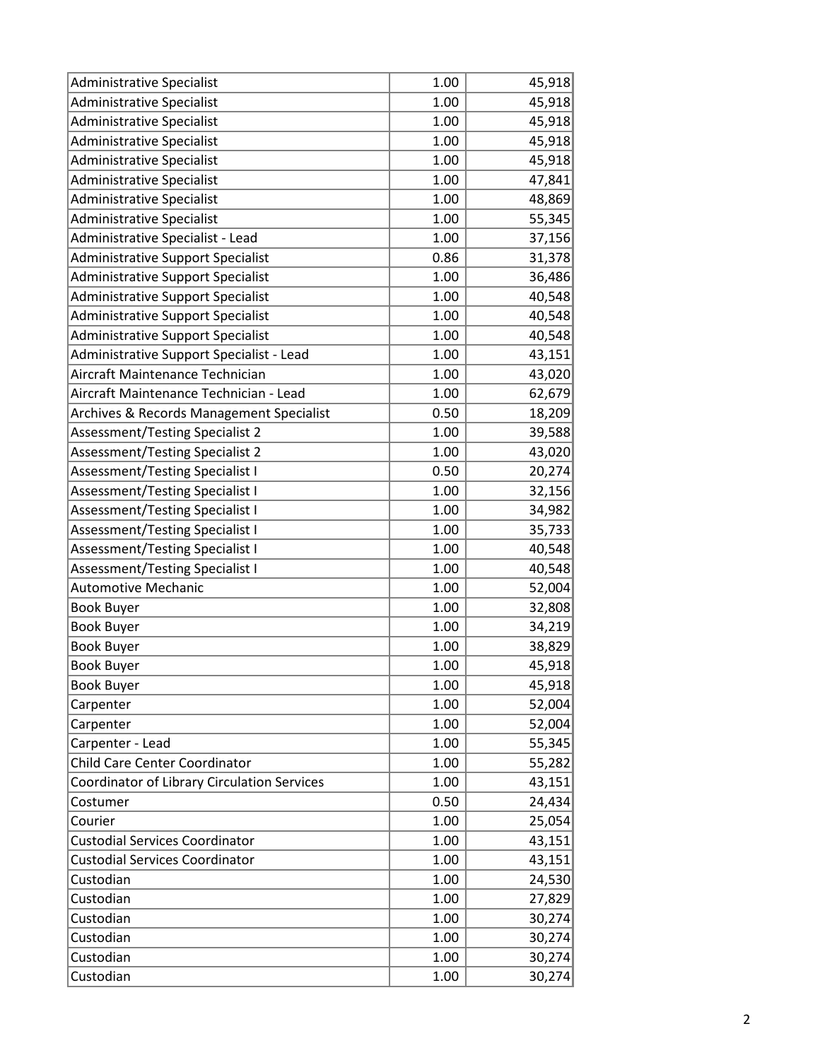| | | |
|---|---|---|
| Administrative Specialist | 1.00 | 45,918 |
| Administrative Specialist | 1.00 | 45,918 |
| Administrative Specialist | 1.00 | 45,918 |
| Administrative Specialist | 1.00 | 45,918 |
| Administrative Specialist | 1.00 | 45,918 |
| Administrative Specialist | 1.00 | 47,841 |
| Administrative Specialist | 1.00 | 48,869 |
| Administrative Specialist | 1.00 | 55,345 |
| Administrative Specialist - Lead | 1.00 | 37,156 |
| Administrative Support Specialist | 0.86 | 31,378 |
| Administrative Support Specialist | 1.00 | 36,486 |
| Administrative Support Specialist | 1.00 | 40,548 |
| Administrative Support Specialist | 1.00 | 40,548 |
| Administrative Support Specialist | 1.00 | 40,548 |
| Administrative Support Specialist - Lead | 1.00 | 43,151 |
| Aircraft Maintenance Technician | 1.00 | 43,020 |
| Aircraft Maintenance Technician - Lead | 1.00 | 62,679 |
| Archives & Records Management Specialist | 0.50 | 18,209 |
| Assessment/Testing Specialist 2 | 1.00 | 39,588 |
| Assessment/Testing Specialist 2 | 1.00 | 43,020 |
| Assessment/Testing Specialist I | 0.50 | 20,274 |
| Assessment/Testing Specialist I | 1.00 | 32,156 |
| Assessment/Testing Specialist I | 1.00 | 34,982 |
| Assessment/Testing Specialist I | 1.00 | 35,733 |
| Assessment/Testing Specialist I | 1.00 | 40,548 |
| Assessment/Testing Specialist I | 1.00 | 40,548 |
| Automotive Mechanic | 1.00 | 52,004 |
| Book Buyer | 1.00 | 32,808 |
| Book Buyer | 1.00 | 34,219 |
| Book Buyer | 1.00 | 38,829 |
| Book Buyer | 1.00 | 45,918 |
| Book Buyer | 1.00 | 45,918 |
| Carpenter | 1.00 | 52,004 |
| Carpenter | 1.00 | 52,004 |
| Carpenter - Lead | 1.00 | 55,345 |
| Child Care Center Coordinator | 1.00 | 55,282 |
| Coordinator of Library Circulation Services | 1.00 | 43,151 |
| Costumer | 0.50 | 24,434 |
| Courier | 1.00 | 25,054 |
| Custodial Services Coordinator | 1.00 | 43,151 |
| Custodial Services Coordinator | 1.00 | 43,151 |
| Custodian | 1.00 | 24,530 |
| Custodian | 1.00 | 27,829 |
| Custodian | 1.00 | 30,274 |
| Custodian | 1.00 | 30,274 |
| Custodian | 1.00 | 30,274 |
| Custodian | 1.00 | 30,274 |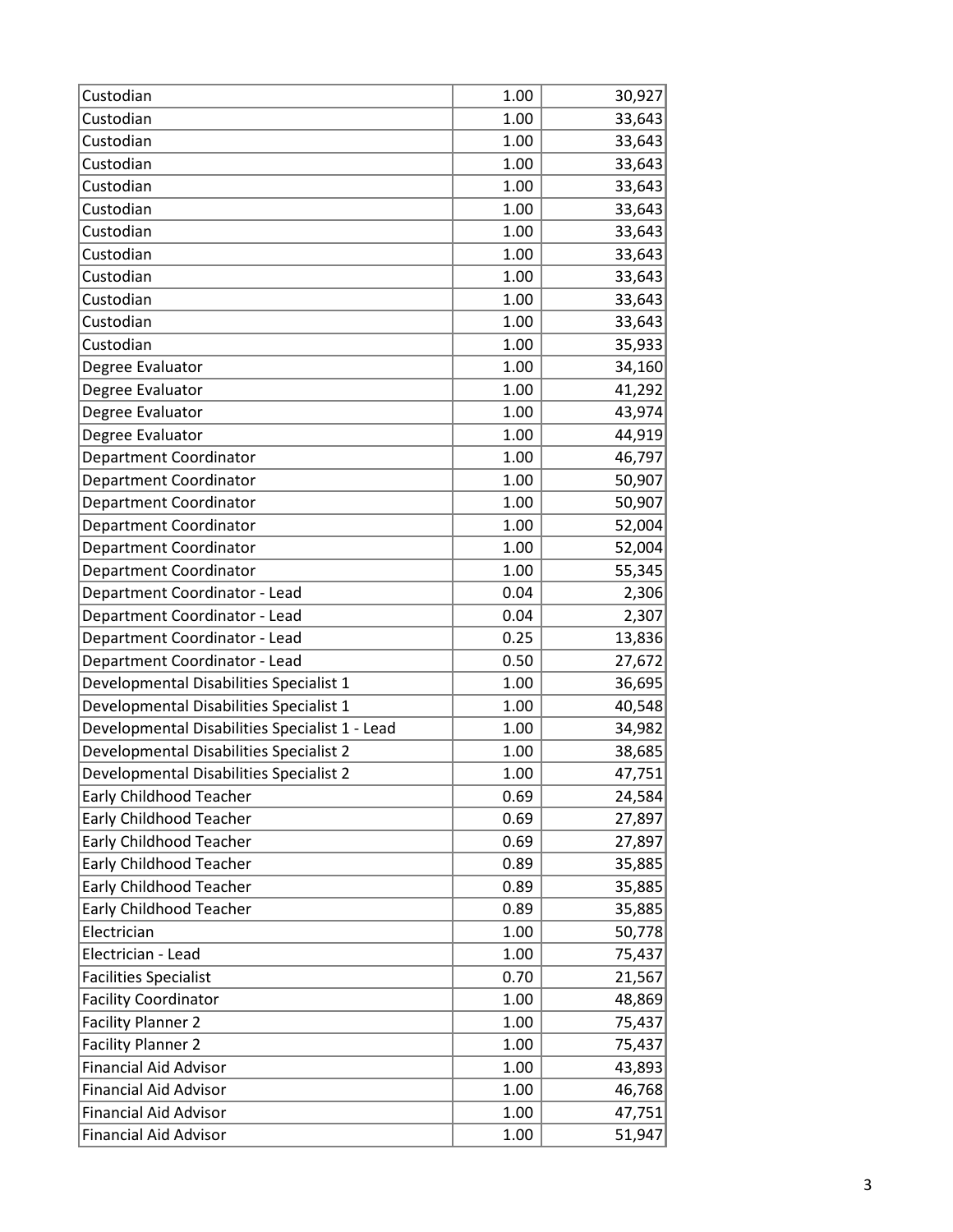| | | |
|---|---|---|
| Custodian | 1.00 | 30,927 |
| Custodian | 1.00 | 33,643 |
| Custodian | 1.00 | 33,643 |
| Custodian | 1.00 | 33,643 |
| Custodian | 1.00 | 33,643 |
| Custodian | 1.00 | 33,643 |
| Custodian | 1.00 | 33,643 |
| Custodian | 1.00 | 33,643 |
| Custodian | 1.00 | 33,643 |
| Custodian | 1.00 | 33,643 |
| Custodian | 1.00 | 33,643 |
| Custodian | 1.00 | 35,933 |
| Degree Evaluator | 1.00 | 34,160 |
| Degree Evaluator | 1.00 | 41,292 |
| Degree Evaluator | 1.00 | 43,974 |
| Degree Evaluator | 1.00 | 44,919 |
| Department Coordinator | 1.00 | 46,797 |
| Department Coordinator | 1.00 | 50,907 |
| Department Coordinator | 1.00 | 50,907 |
| Department Coordinator | 1.00 | 52,004 |
| Department Coordinator | 1.00 | 52,004 |
| Department Coordinator | 1.00 | 55,345 |
| Department Coordinator - Lead | 0.04 | 2,306 |
| Department Coordinator - Lead | 0.04 | 2,307 |
| Department Coordinator - Lead | 0.25 | 13,836 |
| Department Coordinator - Lead | 0.50 | 27,672 |
| Developmental Disabilities Specialist 1 | 1.00 | 36,695 |
| Developmental Disabilities Specialist 1 | 1.00 | 40,548 |
| Developmental Disabilities Specialist 1 - Lead | 1.00 | 34,982 |
| Developmental Disabilities Specialist 2 | 1.00 | 38,685 |
| Developmental Disabilities Specialist 2 | 1.00 | 47,751 |
| Early Childhood Teacher | 0.69 | 24,584 |
| Early Childhood Teacher | 0.69 | 27,897 |
| Early Childhood Teacher | 0.69 | 27,897 |
| Early Childhood Teacher | 0.89 | 35,885 |
| Early Childhood Teacher | 0.89 | 35,885 |
| Early Childhood Teacher | 0.89 | 35,885 |
| Electrician | 1.00 | 50,778 |
| Electrician - Lead | 1.00 | 75,437 |
| Facilities Specialist | 0.70 | 21,567 |
| Facility Coordinator | 1.00 | 48,869 |
| Facility Planner 2 | 1.00 | 75,437 |
| Facility Planner 2 | 1.00 | 75,437 |
| Financial Aid Advisor | 1.00 | 43,893 |
| Financial Aid Advisor | 1.00 | 46,768 |
| Financial Aid Advisor | 1.00 | 47,751 |
| Financial Aid Advisor | 1.00 | 51,947 |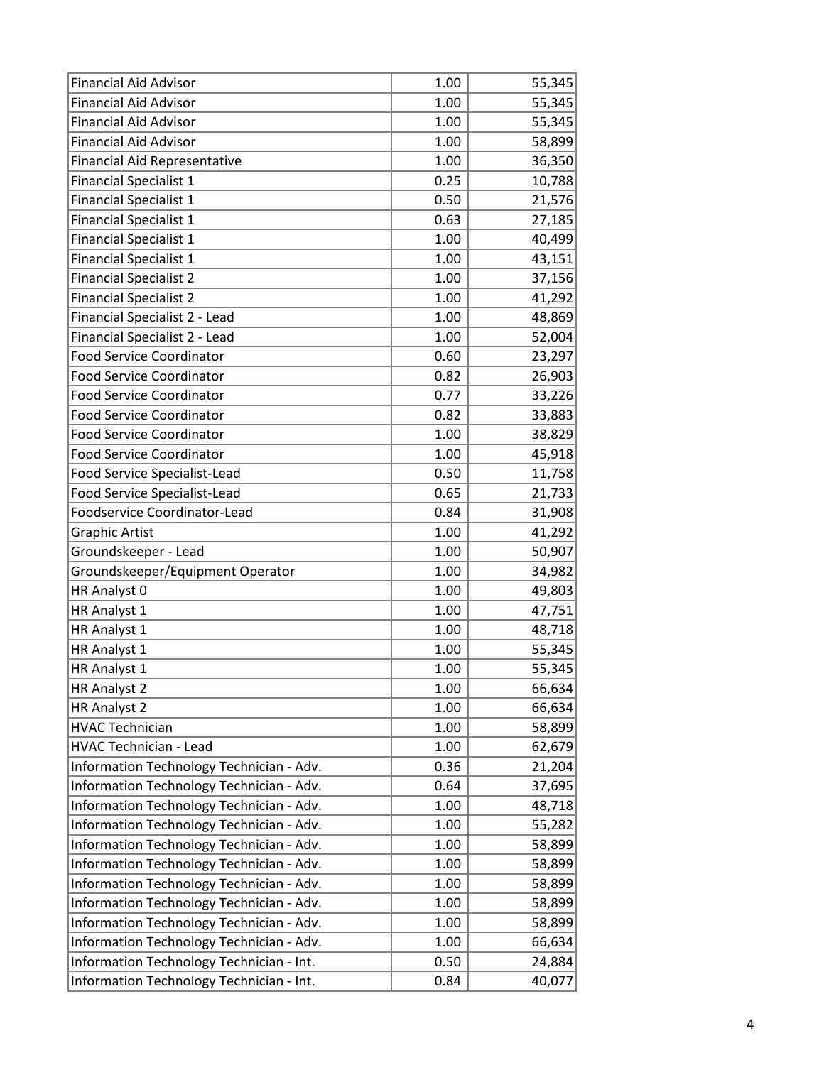| | | |
|---|---|---|
| Financial Aid Advisor | 1.00 | 55,345 |
| Financial Aid Advisor | 1.00 | 55,345 |
| Financial Aid Advisor | 1.00 | 55,345 |
| Financial Aid Advisor | 1.00 | 58,899 |
| Financial Aid Representative | 1.00 | 36,350 |
| Financial Specialist 1 | 0.25 | 10,788 |
| Financial Specialist 1 | 0.50 | 21,576 |
| Financial Specialist 1 | 0.63 | 27,185 |
| Financial Specialist 1 | 1.00 | 40,499 |
| Financial Specialist 1 | 1.00 | 43,151 |
| Financial Specialist 2 | 1.00 | 37,156 |
| Financial Specialist 2 | 1.00 | 41,292 |
| Financial Specialist 2 - Lead | 1.00 | 48,869 |
| Financial Specialist 2 - Lead | 1.00 | 52,004 |
| Food Service Coordinator | 0.60 | 23,297 |
| Food Service Coordinator | 0.82 | 26,903 |
| Food Service Coordinator | 0.77 | 33,226 |
| Food Service Coordinator | 0.82 | 33,883 |
| Food Service Coordinator | 1.00 | 38,829 |
| Food Service Coordinator | 1.00 | 45,918 |
| Food Service Specialist-Lead | 0.50 | 11,758 |
| Food Service Specialist-Lead | 0.65 | 21,733 |
| Foodservice Coordinator-Lead | 0.84 | 31,908 |
| Graphic Artist | 1.00 | 41,292 |
| Groundskeeper - Lead | 1.00 | 50,907 |
| Groundskeeper/Equipment Operator | 1.00 | 34,982 |
| HR Analyst 0 | 1.00 | 49,803 |
| HR Analyst 1 | 1.00 | 47,751 |
| HR Analyst 1 | 1.00 | 48,718 |
| HR Analyst 1 | 1.00 | 55,345 |
| HR Analyst 1 | 1.00 | 55,345 |
| HR Analyst 2 | 1.00 | 66,634 |
| HR Analyst 2 | 1.00 | 66,634 |
| HVAC Technician | 1.00 | 58,899 |
| HVAC Technician - Lead | 1.00 | 62,679 |
| Information Technology Technician - Adv. | 0.36 | 21,204 |
| Information Technology Technician - Adv. | 0.64 | 37,695 |
| Information Technology Technician - Adv. | 1.00 | 48,718 |
| Information Technology Technician - Adv. | 1.00 | 55,282 |
| Information Technology Technician - Adv. | 1.00 | 58,899 |
| Information Technology Technician - Adv. | 1.00 | 58,899 |
| Information Technology Technician - Adv. | 1.00 | 58,899 |
| Information Technology Technician - Adv. | 1.00 | 58,899 |
| Information Technology Technician - Adv. | 1.00 | 58,899 |
| Information Technology Technician - Adv. | 1.00 | 66,634 |
| Information Technology Technician - Int. | 0.50 | 24,884 |
| Information Technology Technician - Int. | 0.84 | 40,077 |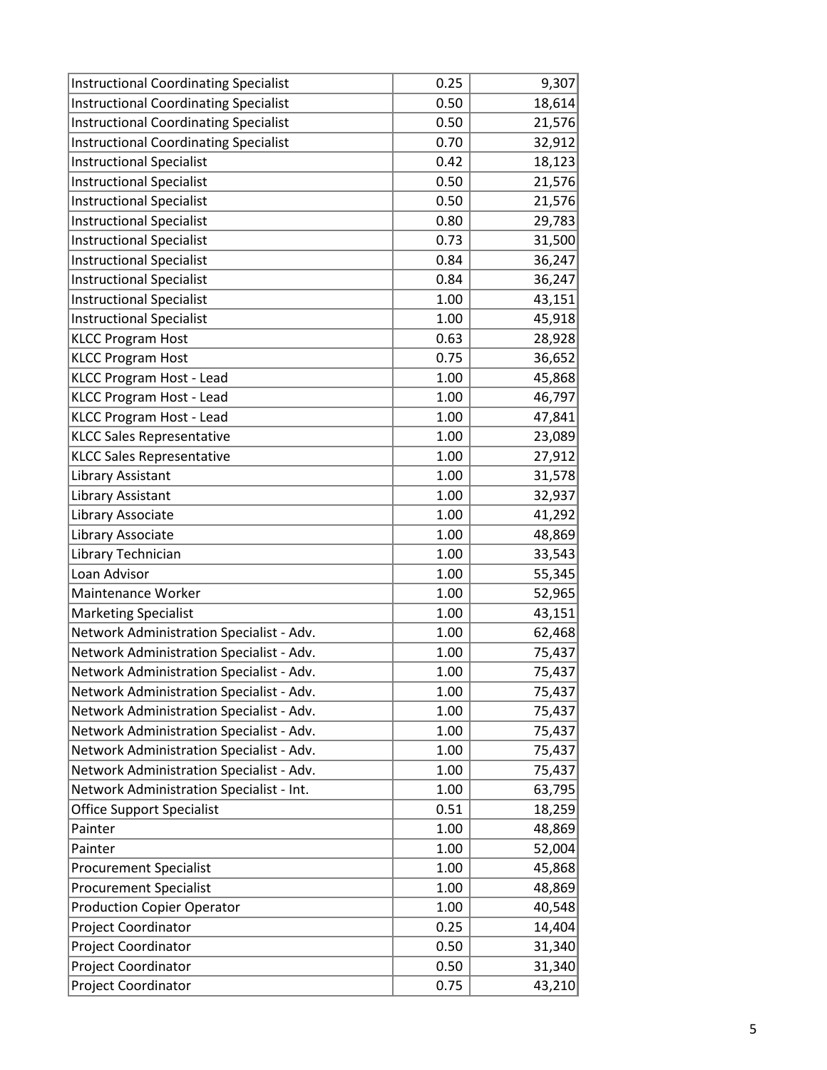| | | |
|---|---|---|
| Instructional Coordinating Specialist | 0.25 | 9,307 |
| Instructional Coordinating Specialist | 0.50 | 18,614 |
| Instructional Coordinating Specialist | 0.50 | 21,576 |
| Instructional Coordinating Specialist | 0.70 | 32,912 |
| Instructional Specialist | 0.42 | 18,123 |
| Instructional Specialist | 0.50 | 21,576 |
| Instructional Specialist | 0.50 | 21,576 |
| Instructional Specialist | 0.80 | 29,783 |
| Instructional Specialist | 0.73 | 31,500 |
| Instructional Specialist | 0.84 | 36,247 |
| Instructional Specialist | 0.84 | 36,247 |
| Instructional Specialist | 1.00 | 43,151 |
| Instructional Specialist | 1.00 | 45,918 |
| KLCC Program Host | 0.63 | 28,928 |
| KLCC Program Host | 0.75 | 36,652 |
| KLCC Program Host - Lead | 1.00 | 45,868 |
| KLCC Program Host - Lead | 1.00 | 46,797 |
| KLCC Program Host - Lead | 1.00 | 47,841 |
| KLCC Sales Representative | 1.00 | 23,089 |
| KLCC Sales Representative | 1.00 | 27,912 |
| Library Assistant | 1.00 | 31,578 |
| Library Assistant | 1.00 | 32,937 |
| Library Associate | 1.00 | 41,292 |
| Library Associate | 1.00 | 48,869 |
| Library Technician | 1.00 | 33,543 |
| Loan Advisor | 1.00 | 55,345 |
| Maintenance Worker | 1.00 | 52,965 |
| Marketing Specialist | 1.00 | 43,151 |
| Network Administration Specialist - Adv. | 1.00 | 62,468 |
| Network Administration Specialist - Adv. | 1.00 | 75,437 |
| Network Administration Specialist - Adv. | 1.00 | 75,437 |
| Network Administration Specialist - Adv. | 1.00 | 75,437 |
| Network Administration Specialist - Adv. | 1.00 | 75,437 |
| Network Administration Specialist - Adv. | 1.00 | 75,437 |
| Network Administration Specialist - Adv. | 1.00 | 75,437 |
| Network Administration Specialist - Adv. | 1.00 | 75,437 |
| Network Administration Specialist - Int. | 1.00 | 63,795 |
| Office Support Specialist | 0.51 | 18,259 |
| Painter | 1.00 | 48,869 |
| Painter | 1.00 | 52,004 |
| Procurement Specialist | 1.00 | 45,868 |
| Procurement Specialist | 1.00 | 48,869 |
| Production Copier Operator | 1.00 | 40,548 |
| Project Coordinator | 0.25 | 14,404 |
| Project Coordinator | 0.50 | 31,340 |
| Project Coordinator | 0.50 | 31,340 |
| Project Coordinator | 0.75 | 43,210 |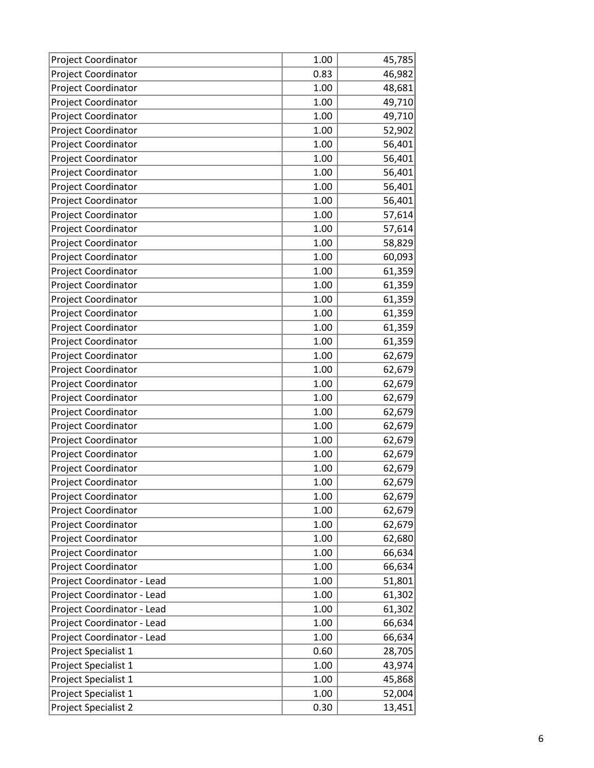| Project Coordinator | 1.00 | 45,785 |
|---|---|---|
| Project Coordinator | 0.83 | 46,982 |
| Project Coordinator | 1.00 | 48,681 |
| Project Coordinator | 1.00 | 49,710 |
| Project Coordinator | 1.00 | 49,710 |
| Project Coordinator | 1.00 | 52,902 |
| Project Coordinator | 1.00 | 56,401 |
| Project Coordinator | 1.00 | 56,401 |
| Project Coordinator | 1.00 | 56,401 |
| Project Coordinator | 1.00 | 56,401 |
| Project Coordinator | 1.00 | 56,401 |
| Project Coordinator | 1.00 | 57,614 |
| Project Coordinator | 1.00 | 57,614 |
| Project Coordinator | 1.00 | 58,829 |
| Project Coordinator | 1.00 | 60,093 |
| Project Coordinator | 1.00 | 61,359 |
| Project Coordinator | 1.00 | 61,359 |
| Project Coordinator | 1.00 | 61,359 |
| Project Coordinator | 1.00 | 61,359 |
| Project Coordinator | 1.00 | 61,359 |
| Project Coordinator | 1.00 | 61,359 |
| Project Coordinator | 1.00 | 62,679 |
| Project Coordinator | 1.00 | 62,679 |
| Project Coordinator | 1.00 | 62,679 |
| Project Coordinator | 1.00 | 62,679 |
| Project Coordinator | 1.00 | 62,679 |
| Project Coordinator | 1.00 | 62,679 |
| Project Coordinator | 1.00 | 62,679 |
| Project Coordinator | 1.00 | 62,679 |
| Project Coordinator | 1.00 | 62,679 |
| Project Coordinator | 1.00 | 62,679 |
| Project Coordinator | 1.00 | 62,679 |
| Project Coordinator | 1.00 | 62,679 |
| Project Coordinator | 1.00 | 62,679 |
| Project Coordinator | 1.00 | 62,680 |
| Project Coordinator | 1.00 | 66,634 |
| Project Coordinator | 1.00 | 66,634 |
| Project Coordinator - Lead | 1.00 | 51,801 |
| Project Coordinator - Lead | 1.00 | 61,302 |
| Project Coordinator - Lead | 1.00 | 61,302 |
| Project Coordinator - Lead | 1.00 | 66,634 |
| Project Coordinator - Lead | 1.00 | 66,634 |
| Project Specialist 1 | 0.60 | 28,705 |
| Project Specialist 1 | 1.00 | 43,974 |
| Project Specialist 1 | 1.00 | 45,868 |
| Project Specialist 1 | 1.00 | 52,004 |
| Project Specialist 2 | 0.30 | 13,451 |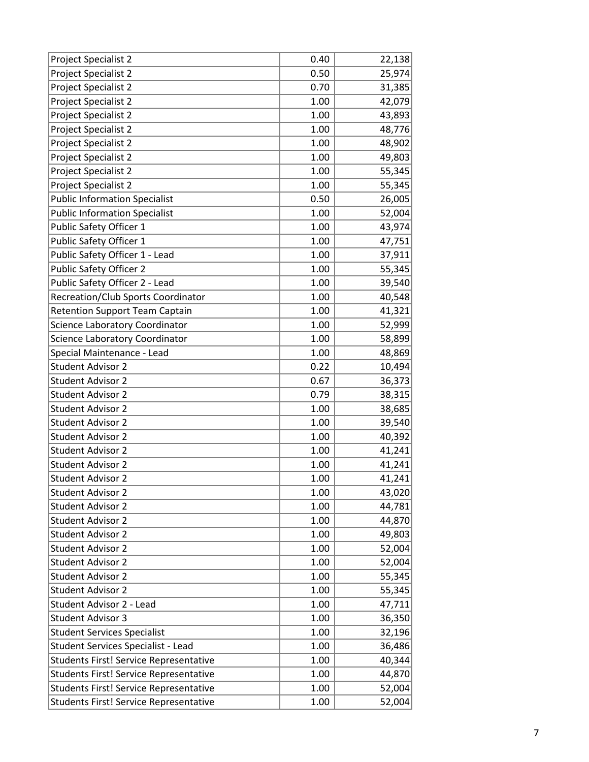| | | |
|---|---|---|
| Project Specialist 2 | 0.40 | 22,138 |
| Project Specialist 2 | 0.50 | 25,974 |
| Project Specialist 2 | 0.70 | 31,385 |
| Project Specialist 2 | 1.00 | 42,079 |
| Project Specialist 2 | 1.00 | 43,893 |
| Project Specialist 2 | 1.00 | 48,776 |
| Project Specialist 2 | 1.00 | 48,902 |
| Project Specialist 2 | 1.00 | 49,803 |
| Project Specialist 2 | 1.00 | 55,345 |
| Project Specialist 2 | 1.00 | 55,345 |
| Public Information Specialist | 0.50 | 26,005 |
| Public Information Specialist | 1.00 | 52,004 |
| Public Safety Officer 1 | 1.00 | 43,974 |
| Public Safety Officer 1 | 1.00 | 47,751 |
| Public Safety Officer 1 - Lead | 1.00 | 37,911 |
| Public Safety Officer 2 | 1.00 | 55,345 |
| Public Safety Officer 2 - Lead | 1.00 | 39,540 |
| Recreation/Club Sports Coordinator | 1.00 | 40,548 |
| Retention Support Team Captain | 1.00 | 41,321 |
| Science Laboratory Coordinator | 1.00 | 52,999 |
| Science Laboratory Coordinator | 1.00 | 58,899 |
| Special Maintenance - Lead | 1.00 | 48,869 |
| Student Advisor 2 | 0.22 | 10,494 |
| Student Advisor 2 | 0.67 | 36,373 |
| Student Advisor 2 | 0.79 | 38,315 |
| Student Advisor 2 | 1.00 | 38,685 |
| Student Advisor 2 | 1.00 | 39,540 |
| Student Advisor 2 | 1.00 | 40,392 |
| Student Advisor 2 | 1.00 | 41,241 |
| Student Advisor 2 | 1.00 | 41,241 |
| Student Advisor 2 | 1.00 | 41,241 |
| Student Advisor 2 | 1.00 | 43,020 |
| Student Advisor 2 | 1.00 | 44,781 |
| Student Advisor 2 | 1.00 | 44,870 |
| Student Advisor 2 | 1.00 | 49,803 |
| Student Advisor 2 | 1.00 | 52,004 |
| Student Advisor 2 | 1.00 | 52,004 |
| Student Advisor 2 | 1.00 | 55,345 |
| Student Advisor 2 | 1.00 | 55,345 |
| Student Advisor 2 - Lead | 1.00 | 47,711 |
| Student Advisor 3 | 1.00 | 36,350 |
| Student Services Specialist | 1.00 | 32,196 |
| Student Services Specialist - Lead | 1.00 | 36,486 |
| Students First! Service Representative | 1.00 | 40,344 |
| Students First! Service Representative | 1.00 | 44,870 |
| Students First! Service Representative | 1.00 | 52,004 |
| Students First! Service Representative | 1.00 | 52,004 |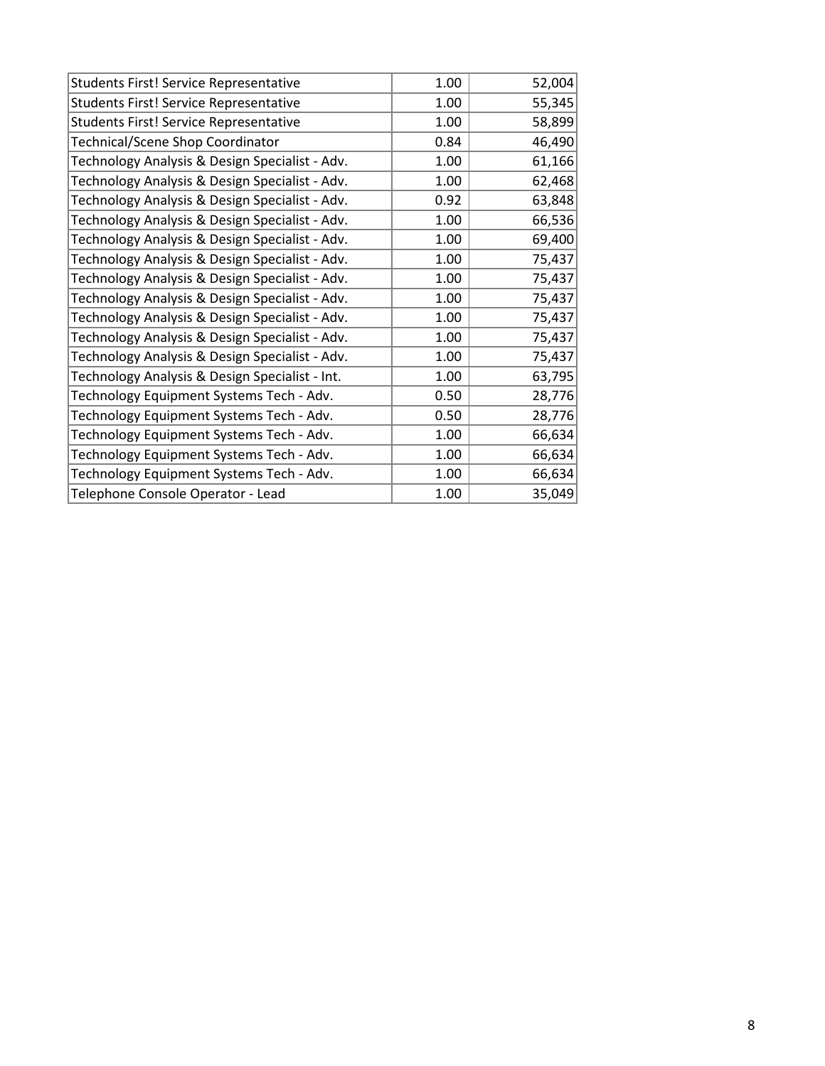| | | |
|---|---|---|
| Students First! Service Representative | 1.00 | 52,004 |
| Students First! Service Representative | 1.00 | 55,345 |
| Students First! Service Representative | 1.00 | 58,899 |
| Technical/Scene Shop Coordinator | 0.84 | 46,490 |
| Technology Analysis & Design Specialist - Adv. | 1.00 | 61,166 |
| Technology Analysis & Design Specialist - Adv. | 1.00 | 62,468 |
| Technology Analysis & Design Specialist - Adv. | 0.92 | 63,848 |
| Technology Analysis & Design Specialist - Adv. | 1.00 | 66,536 |
| Technology Analysis & Design Specialist - Adv. | 1.00 | 69,400 |
| Technology Analysis & Design Specialist - Adv. | 1.00 | 75,437 |
| Technology Analysis & Design Specialist - Adv. | 1.00 | 75,437 |
| Technology Analysis & Design Specialist - Adv. | 1.00 | 75,437 |
| Technology Analysis & Design Specialist - Adv. | 1.00 | 75,437 |
| Technology Analysis & Design Specialist - Adv. | 1.00 | 75,437 |
| Technology Analysis & Design Specialist - Adv. | 1.00 | 75,437 |
| Technology Analysis & Design Specialist - Int. | 1.00 | 63,795 |
| Technology Equipment Systems Tech - Adv. | 0.50 | 28,776 |
| Technology Equipment Systems Tech - Adv. | 0.50 | 28,776 |
| Technology Equipment Systems Tech - Adv. | 1.00 | 66,634 |
| Technology Equipment Systems Tech - Adv. | 1.00 | 66,634 |
| Technology Equipment Systems Tech - Adv. | 1.00 | 66,634 |
| Telephone Console Operator - Lead | 1.00 | 35,049 |